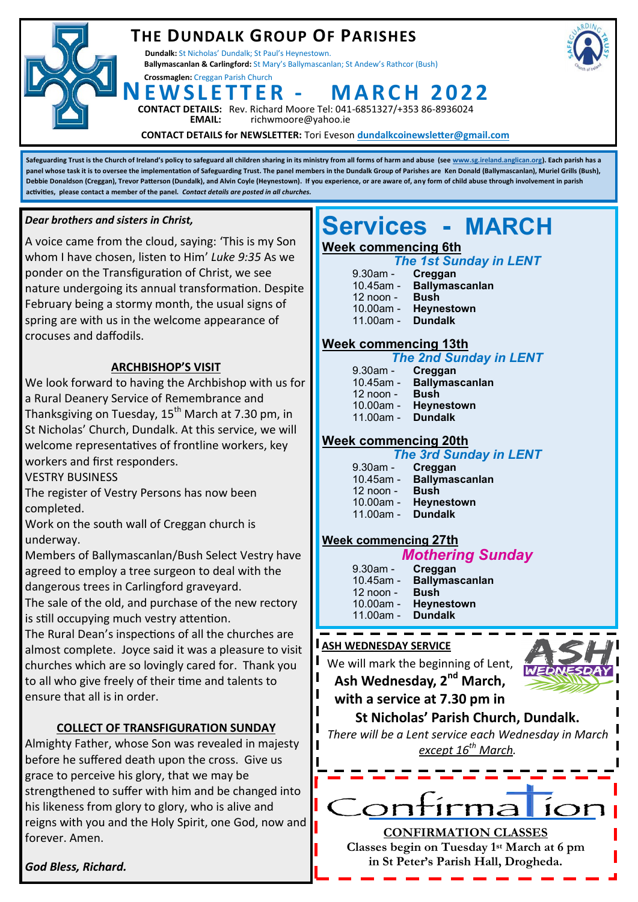# THE DUNDALK GROUP OF PARISHES

**Dundalk:** St Nicholas' Dundalk; St Paul's Heynestown.
**Ballymascanlan & Carlingford:** St Mary's Ballymascanlan; St Andew's Rathcor (Bush)
**Crossmaglen:** Creggan Parish Church

# NEWSLETTER - MARCH 2022

**CONTACT DETAILS:** Rev. Richard Moore Tel: 041-6851327/+353 86-8936024
**EMAIL:** richwmoore@yahoo.ie

**CONTACT DETAILS for NEWSLETTER:** Tori Eveson **dundalkcoinewsletter@gmail.com**

**Safeguarding Trust is the Church of Ireland's policy to safeguard all children sharing in its ministry from all forms of harm and abuse (see www.sg.ireland.anglican.org). Each parish has a panel whose task it is to oversee the implementation of Safeguarding Trust. The panel members in the Dundalk Group of Parishes are Ken Donald (Ballymascanlan), Muriel Grills (Bush), Debbie Donaldson (Creggan), Trevor Patterson (Dundalk), and Alvin Coyle (Heynestown). If you experience, or are aware of, any form of child abuse through involvement in parish activities, please contact a member of the panel.** ***Contact details are posted in all churches.***

*Dear brothers and sisters in Christ,*

A voice came from the cloud, saying: 'This is my Son whom I have chosen, listen to Him' *Luke 9:35* As we ponder on the Transfiguration of Christ, we see nature undergoing its annual transformation. Despite February being a stormy month, the usual signs of spring are with us in the welcome appearance of crocuses and daffodils.

## ARCHBISHOP'S VISIT

We look forward to having the Archbishop with us for a Rural Deanery Service of Remembrance and Thanksgiving on Tuesday, 15th March at 7.30 pm, in St Nicholas' Church, Dundalk. At this service, we will welcome representatives of frontline workers, key workers and first responders.

VESTRY BUSINESS

The register of Vestry Persons has now been completed.

Work on the south wall of Creggan church is underway.

Members of Ballymascanlan/Bush Select Vestry have agreed to employ a tree surgeon to deal with the dangerous trees in Carlingford graveyard.

The sale of the old, and purchase of the new rectory is still occupying much vestry attention.

The Rural Dean's inspections of all the churches are almost complete. Joyce said it was a pleasure to visit churches which are so lovingly cared for. Thank you to all who give freely of their time and talents to ensure that all is in order.

## COLLECT OF TRANSFIGURATION SUNDAY

Almighty Father, whose Son was revealed in majesty before he suffered death upon the cross. Give us grace to perceive his glory, that we may be strengthened to suffer with him and be changed into his likeness from glory to glory, who is alive and reigns with you and the Holy Spirit, one God, now and forever. Amen.

*God Bless, Richard.*

# Services - MARCH

**Week commencing 6th**

*The 1st Sunday in LENT*

- 9.30am - **Creggan**
- 10.45am - **Ballymascanlan**
- 12 noon - **Bush**
- 10.00am - **Heynestown**
- 11.00am - **Dundalk**

**Week commencing 13th**

*The 2nd Sunday in LENT*

- 9.30am - **Creggan**
- 10.45am - **Ballymascanlan**
- 12 noon - **Bush**
- 10.00am - **Heynestown**
- 11.00am - **Dundalk**

**Week commencing 20th**

*The 3rd Sunday in LENT*

- 9.30am - **Creggan**
- 10.45am - **Ballymascanlan**
- 12 noon - **Bush**
- 10.00am - **Heynestown**
- 11.00am - **Dundalk**

**Week commencing 27th**

*Mothering Sunday*

- 9.30am - **Creggan**
- 10.45am - **Ballymascanlan**
- 12 noon - **Bush**
- 10.00am - **Heynestown**
- 11.00am - **Dundalk**

## ASH WEDNESDAY SERVICE

We will mark the beginning of Lent, **Ash Wednesday, 2nd March, with a service at 7.30 pm in St Nicholas' Parish Church, Dundalk.**

*There will be a Lent service each Wednesday in March except 16th March.*

## Confirmation

**CONFIRMATION CLASSES**

**Classes begin on Tuesday 1st March at 6 pm in St Peter's Parish Hall, Drogheda.**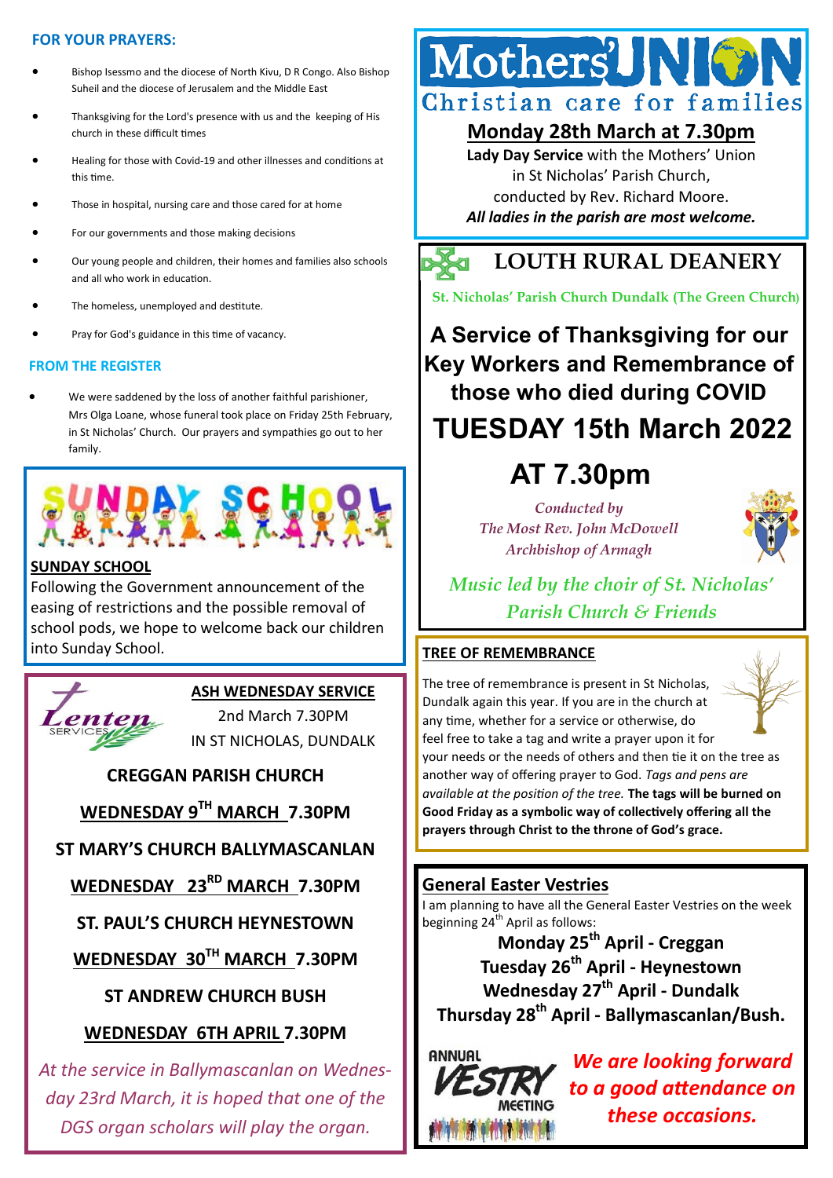## FOR YOUR PRAYERS:

- Bishop Isessmo and the diocese of North Kivu, D R Congo. Also Bishop Suheil and the diocese of Jerusalem and the Middle East
- Thanksgiving for the Lord's presence with us and the keeping of His church in these difficult times
- Healing for those with Covid-19 and other illnesses and conditions at this time.
- Those in hospital, nursing care and those cared for at home
- For our governments and those making decisions
- Our young people and children, their homes and families also schools and all who work in education.
- The homeless, unemployed and destitute.
- Pray for God's guidance in this time of vacancy.

## FROM THE REGISTER

- We were saddened by the loss of another faithful parishioner, Mrs Olga Loane, whose funeral took place on Friday 25th February, in St Nicholas' Church. Our prayers and sympathies go out to her family.

## SUNDAY SCHOOL

**SUNDAY SCHOOL**

Following the Government announcement of the easing of restrictions and the possible removal of school pods, we hope to welcome back our children into Sunday School.

## Lenten SERVICES

**ASH WEDNESDAY SERVICE**

2nd March 7.30PM

IN ST NICHOLAS, DUNDALK

**CREGGAN PARISH CHURCH**

**WEDNESDAY 9TH MARCH 7.30PM**

**ST MARY'S CHURCH BALLYMASCANLAN**

**WEDNESDAY 23RD MARCH 7.30PM**

**ST. PAUL'S CHURCH HEYNESTOWN**

**WEDNESDAY 30TH MARCH 7.30PM**

**ST ANDREW CHURCH BUSH**

**WEDNESDAY 6TH APRIL 7.30PM**

*At the service in Ballymascanlan on Wednesday 23rd March, it is hoped that one of the DGS organ scholars will play the organ.*

## Mothers' UNION

Christian care for families

**Monday 28th March at 7.30pm**

**Lady Day Service** with the Mothers' Union in St Nicholas' Parish Church, conducted by Rev. Richard Moore.

***All ladies in the parish are most welcome.***

## LOUTH RURAL DEANERY

**St. Nicholas' Parish Church Dundalk (The Green Church)**

**A Service of Thanksgiving for our Key Workers and Remembrance of those who died during COVID**

**TUESDAY 15th March 2022**

**AT 7.30pm**

*Conducted by*
*The Most Rev. John McDowell*
*Archbishop of Armagh*

*Music led by the choir of St. Nicholas' Parish Church & Friends*

## TREE OF REMEMBRANCE

The tree of remembrance is present in St Nicholas, Dundalk again this year. If you are in the church at any time, whether for a service or otherwise, do feel free to take a tag and write a prayer upon it for your needs or the needs of others and then tie it on the tree as another way of offering prayer to God. *Tags and pens are available at the position of the tree.* **The tags will be burned on Good Friday as a symbolic way of collectively offering all the prayers through Christ to the throne of God's grace.**

## General Easter Vestries

I am planning to have all the General Easter Vestries on the week beginning 24th April as follows:

**Monday 25th April - Creggan**
**Tuesday 26th April - Heynestown**
**Wednesday 27th April - Dundalk**
**Thursday 28th April - Ballymascanlan/Bush.**

ANNUAL VESTRY MEETING

***We are looking forward to a good attendance on these occasions.***